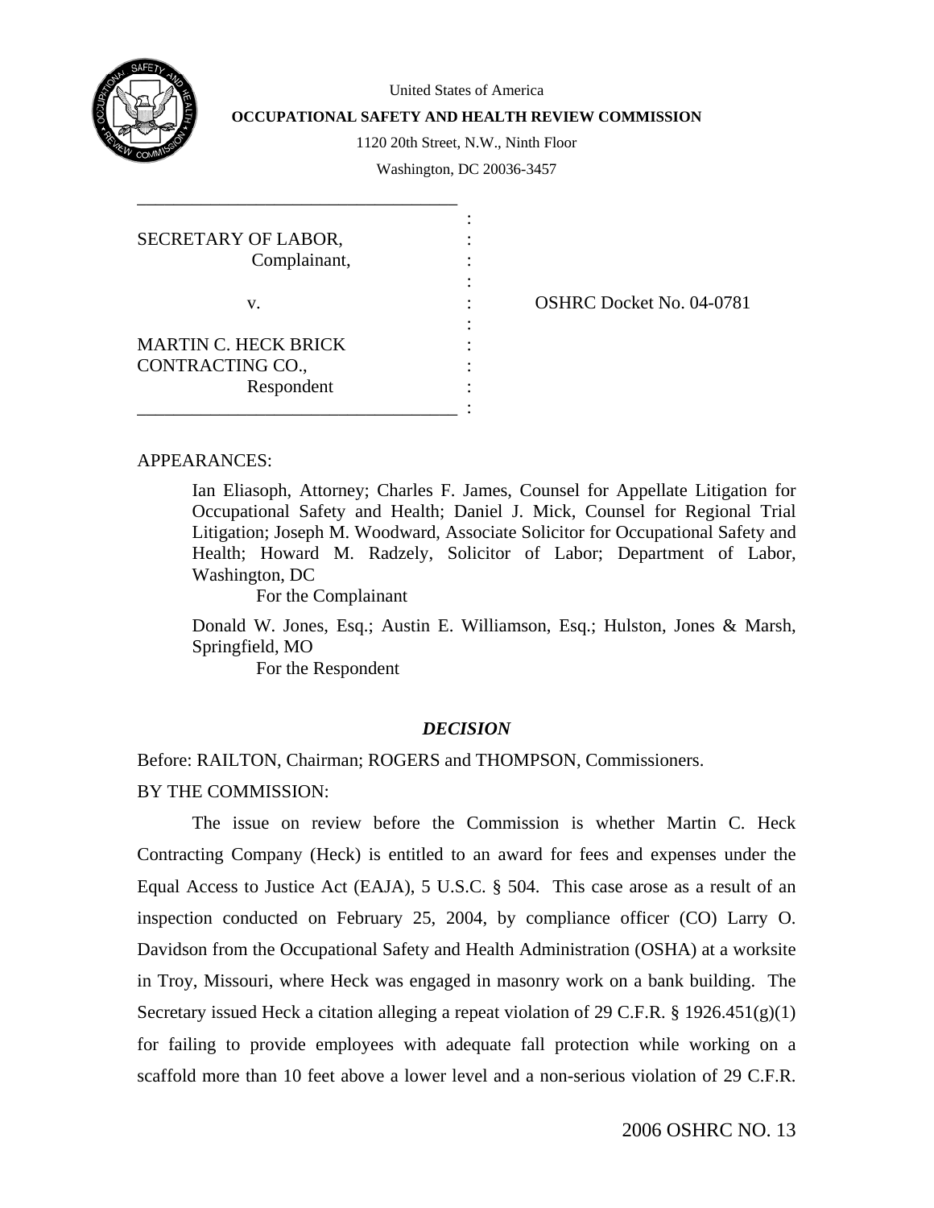United States of America

**OCCUPATIONAL SAFETY AND HEALTH REVIEW COMMISSION**

1120 20th Street, N.W., Ninth Floor

Washington, DC 20036-3457

| | |
|---|---|
| SECRETARY OF LABOR, Complainant, | |
| v. | OSHRC Docket No. 04-0781 |
| MARTIN C. HECK BRICK CONTRACTING CO., Respondent | |

APPEARANCES:

Ian Eliasoph, Attorney; Charles F. James, Counsel for Appellate Litigation for Occupational Safety and Health; Daniel J. Mick, Counsel for Regional Trial Litigation; Joseph M. Woodward, Associate Solicitor for Occupational Safety and Health; Howard M. Radzely, Solicitor of Labor; Department of Labor, Washington, DC
For the Complainant

Donald W. Jones, Esq.; Austin E. Williamson, Esq.; Hulston, Jones & Marsh, Springfield, MO
For the Respondent

## *DECISION*

Before: RAILTON, Chairman; ROGERS and THOMPSON, Commissioners.

BY THE COMMISSION:

The issue on review before the Commission is whether Martin C. Heck Contracting Company (Heck) is entitled to an award for fees and expenses under the Equal Access to Justice Act (EAJA), 5 U.S.C. § 504. This case arose as a result of an inspection conducted on February 25, 2004, by compliance officer (CO) Larry O. Davidson from the Occupational Safety and Health Administration (OSHA) at a worksite in Troy, Missouri, where Heck was engaged in masonry work on a bank building. The Secretary issued Heck a citation alleging a repeat violation of 29 C.F.R. § 1926.451(g)(1) for failing to provide employees with adequate fall protection while working on a scaffold more than 10 feet above a lower level and a non-serious violation of 29 C.F.R.

2006 OSHRC NO. 13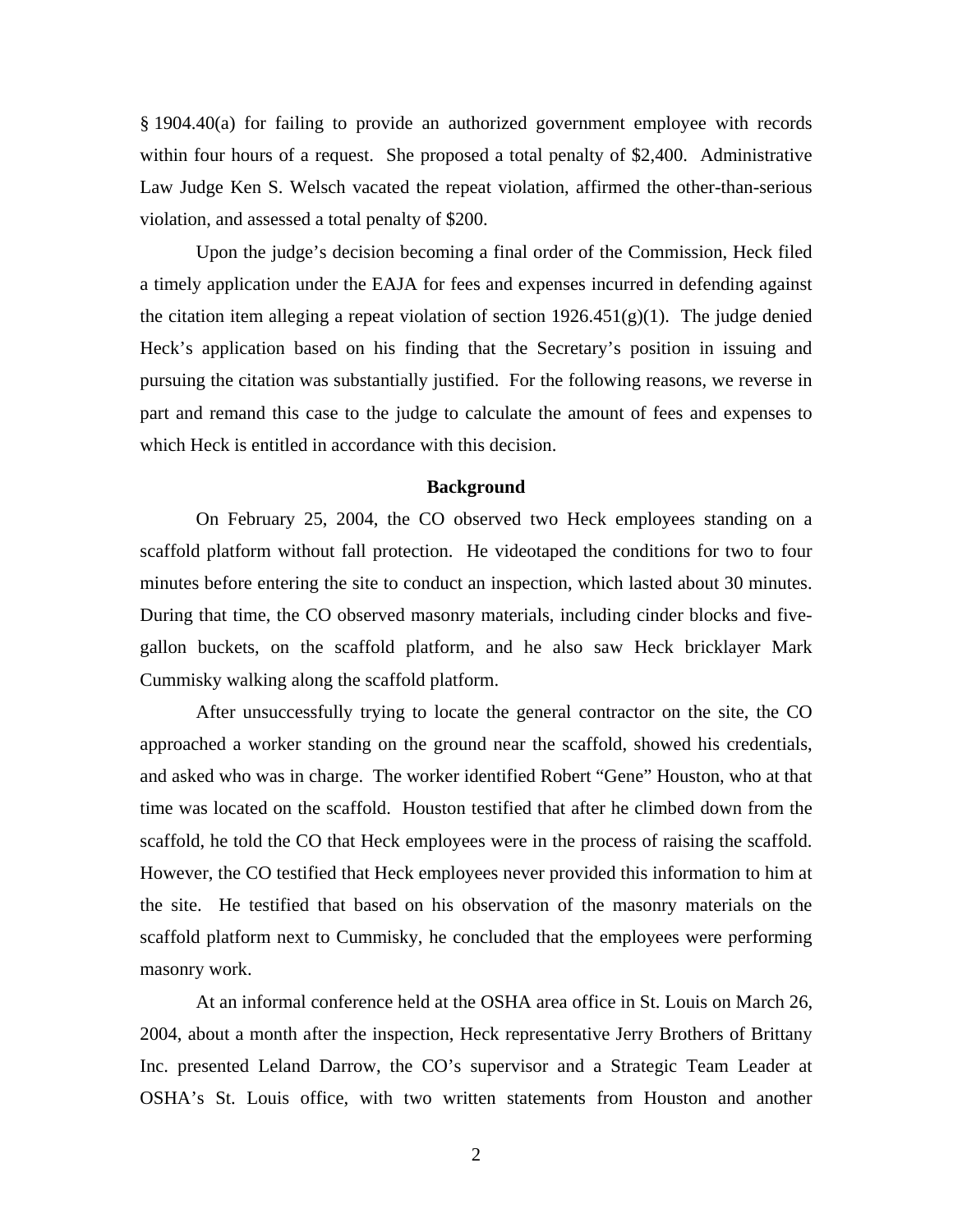§ 1904.40(a) for failing to provide an authorized government employee with records within four hours of a request. She proposed a total penalty of $2,400. Administrative Law Judge Ken S. Welsch vacated the repeat violation, affirmed the other-than-serious violation, and assessed a total penalty of $200.

Upon the judge's decision becoming a final order of the Commission, Heck filed a timely application under the EAJA for fees and expenses incurred in defending against the citation item alleging a repeat violation of section 1926.451(g)(1). The judge denied Heck's application based on his finding that the Secretary's position in issuing and pursuing the citation was substantially justified. For the following reasons, we reverse in part and remand this case to the judge to calculate the amount of fees and expenses to which Heck is entitled in accordance with this decision.

**Background**

On February 25, 2004, the CO observed two Heck employees standing on a scaffold platform without fall protection. He videotaped the conditions for two to four minutes before entering the site to conduct an inspection, which lasted about 30 minutes. During that time, the CO observed masonry materials, including cinder blocks and five-gallon buckets, on the scaffold platform, and he also saw Heck bricklayer Mark Cummisky walking along the scaffold platform.

After unsuccessfully trying to locate the general contractor on the site, the CO approached a worker standing on the ground near the scaffold, showed his credentials, and asked who was in charge. The worker identified Robert "Gene" Houston, who at that time was located on the scaffold. Houston testified that after he climbed down from the scaffold, he told the CO that Heck employees were in the process of raising the scaffold. However, the CO testified that Heck employees never provided this information to him at the site. He testified that based on his observation of the masonry materials on the scaffold platform next to Cummisky, he concluded that the employees were performing masonry work.

At an informal conference held at the OSHA area office in St. Louis on March 26, 2004, about a month after the inspection, Heck representative Jerry Brothers of Brittany Inc. presented Leland Darrow, the CO's supervisor and a Strategic Team Leader at OSHA's St. Louis office, with two written statements from Houston and another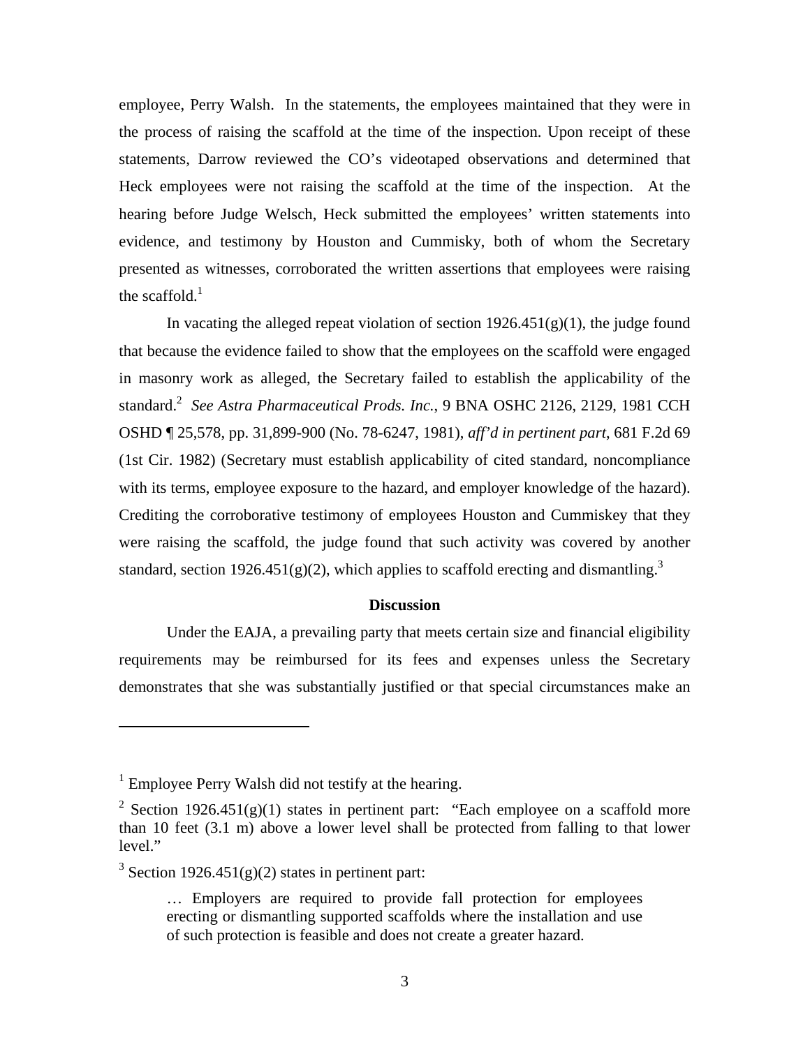employee, Perry Walsh. In the statements, the employees maintained that they were in the process of raising the scaffold at the time of the inspection. Upon receipt of these statements, Darrow reviewed the CO's videotaped observations and determined that Heck employees were not raising the scaffold at the time of the inspection. At the hearing before Judge Welsch, Heck submitted the employees' written statements into evidence, and testimony by Houston and Cummisky, both of whom the Secretary presented as witnesses, corroborated the written assertions that employees were raising the scaffold.[1]

In vacating the alleged repeat violation of section 1926.451(g)(1), the judge found that because the evidence failed to show that the employees on the scaffold were engaged in masonry work as alleged, the Secretary failed to establish the applicability of the standard.[2] *See Astra Pharmaceutical Prods. Inc.*, 9 BNA OSHC 2126, 2129, 1981 CCH OSHD ¶ 25,578, pp. 31,899-900 (No. 78-6247, 1981), *aff'd in pertinent part*, 681 F.2d 69 (1st Cir. 1982) (Secretary must establish applicability of cited standard, noncompliance with its terms, employee exposure to the hazard, and employer knowledge of the hazard). Crediting the corroborative testimony of employees Houston and Cummiskey that they were raising the scaffold, the judge found that such activity was covered by another standard, section 1926.451(g)(2), which applies to scaffold erecting and dismantling.[3]

## Discussion

Under the EAJA, a prevailing party that meets certain size and financial eligibility requirements may be reimbursed for its fees and expenses unless the Secretary demonstrates that she was substantially justified or that special circumstances make an

---

[1] Employee Perry Walsh did not testify at the hearing.

[2] Section 1926.451(g)(1) states in pertinent part: "Each employee on a scaffold more than 10 feet (3.1 m) above a lower level shall be protected from falling to that lower level."

[3] Section 1926.451(g)(2) states in pertinent part:

> … Employers are required to provide fall protection for employees erecting or dismantling supported scaffolds where the installation and use of such protection is feasible and does not create a greater hazard.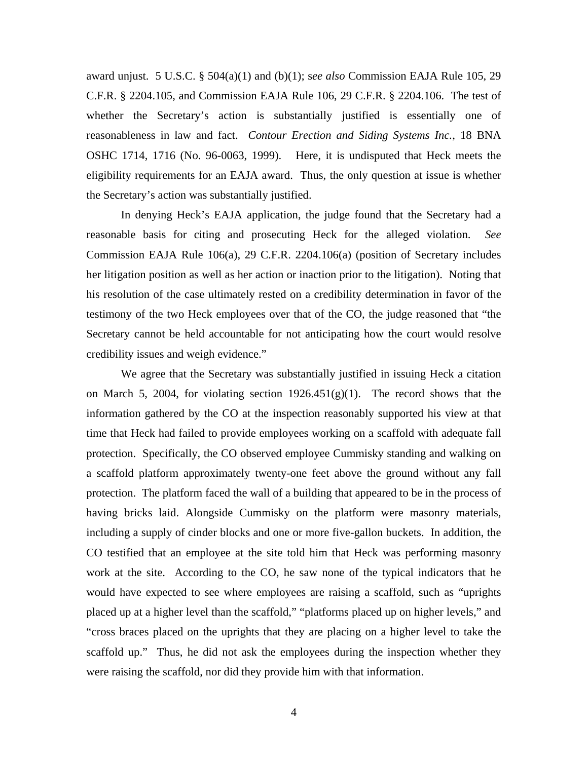award unjust. 5 U.S.C. § 504(a)(1) and (b)(1); s*ee also* Commission EAJA Rule 105, 29 C.F.R. § 2204.105, and Commission EAJA Rule 106, 29 C.F.R. § 2204.106. The test of whether the Secretary's action is substantially justified is essentially one of reasonableness in law and fact. *Contour Erection and Siding Systems Inc.*, 18 BNA OSHC 1714, 1716 (No. 96-0063, 1999). Here, it is undisputed that Heck meets the eligibility requirements for an EAJA award. Thus, the only question at issue is whether the Secretary's action was substantially justified.

In denying Heck's EAJA application, the judge found that the Secretary had a reasonable basis for citing and prosecuting Heck for the alleged violation. *See* Commission EAJA Rule 106(a), 29 C.F.R. 2204.106(a) (position of Secretary includes her litigation position as well as her action or inaction prior to the litigation). Noting that his resolution of the case ultimately rested on a credibility determination in favor of the testimony of the two Heck employees over that of the CO, the judge reasoned that "the Secretary cannot be held accountable for not anticipating how the court would resolve credibility issues and weigh evidence."

We agree that the Secretary was substantially justified in issuing Heck a citation on March 5, 2004, for violating section 1926.451(g)(1). The record shows that the information gathered by the CO at the inspection reasonably supported his view at that time that Heck had failed to provide employees working on a scaffold with adequate fall protection. Specifically, the CO observed employee Cummisky standing and walking on a scaffold platform approximately twenty-one feet above the ground without any fall protection. The platform faced the wall of a building that appeared to be in the process of having bricks laid. Alongside Cummisky on the platform were masonry materials, including a supply of cinder blocks and one or more five-gallon buckets. In addition, the CO testified that an employee at the site told him that Heck was performing masonry work at the site. According to the CO, he saw none of the typical indicators that he would have expected to see where employees are raising a scaffold, such as "uprights placed up at a higher level than the scaffold," "platforms placed up on higher levels," and "cross braces placed on the uprights that they are placing on a higher level to take the scaffold up." Thus, he did not ask the employees during the inspection whether they were raising the scaffold, nor did they provide him with that information.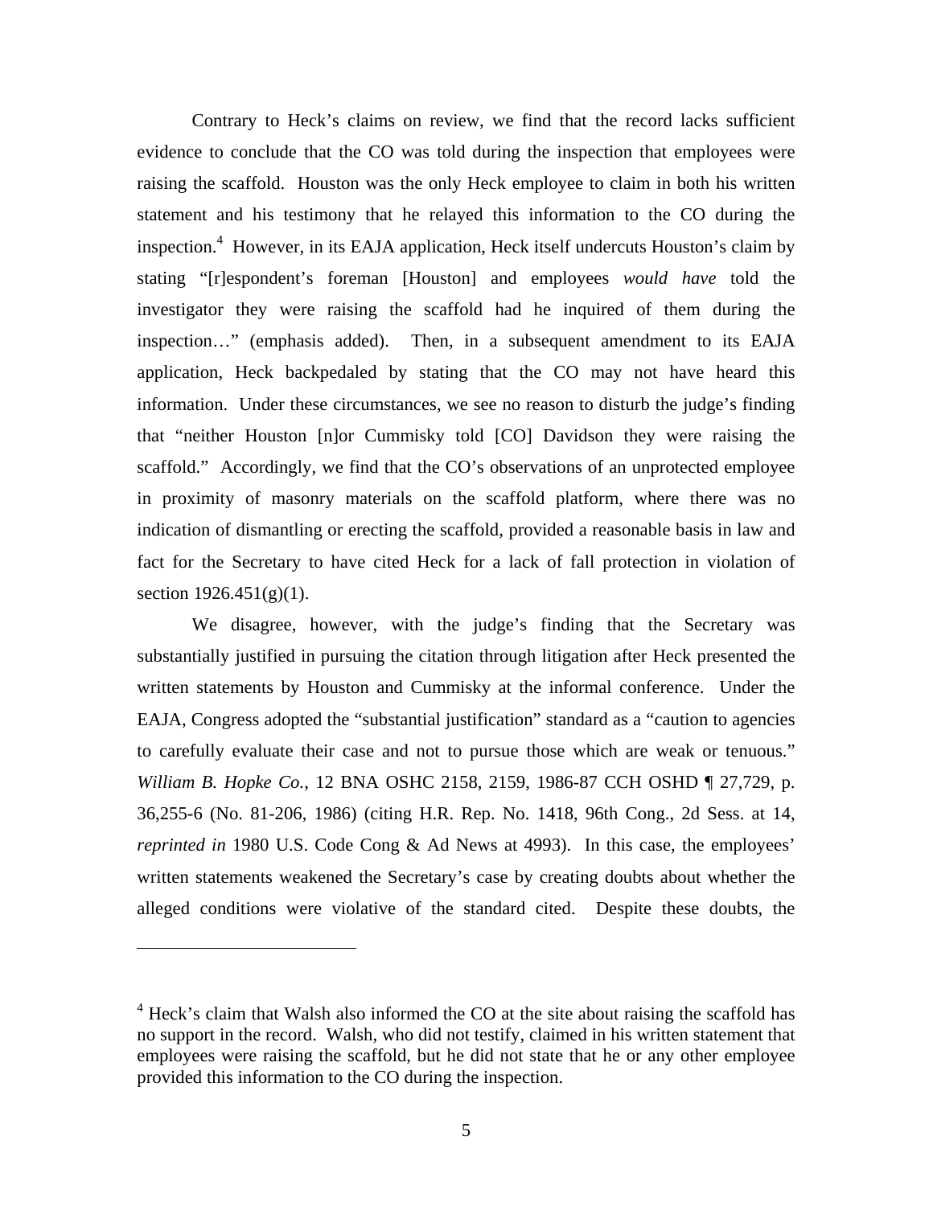Contrary to Heck's claims on review, we find that the record lacks sufficient evidence to conclude that the CO was told during the inspection that employees were raising the scaffold. Houston was the only Heck employee to claim in both his written statement and his testimony that he relayed this information to the CO during the inspection.[4] However, in its EAJA application, Heck itself undercuts Houston's claim by stating "[r]espondent's foreman [Houston] and employees *would have* told the investigator they were raising the scaffold had he inquired of them during the inspection…" (emphasis added). Then, in a subsequent amendment to its EAJA application, Heck backpedaled by stating that the CO may not have heard this information. Under these circumstances, we see no reason to disturb the judge's finding that "neither Houston [n]or Cummisky told [CO] Davidson they were raising the scaffold." Accordingly, we find that the CO's observations of an unprotected employee in proximity of masonry materials on the scaffold platform, where there was no indication of dismantling or erecting the scaffold, provided a reasonable basis in law and fact for the Secretary to have cited Heck for a lack of fall protection in violation of section 1926.451(g)(1).

We disagree, however, with the judge's finding that the Secretary was substantially justified in pursuing the citation through litigation after Heck presented the written statements by Houston and Cummisky at the informal conference. Under the EAJA, Congress adopted the "substantial justification" standard as a "caution to agencies to carefully evaluate their case and not to pursue those which are weak or tenuous." *William B. Hopke Co.*, 12 BNA OSHC 2158, 2159, 1986-87 CCH OSHD ¶ 27,729, p. 36,255-6 (No. 81-206, 1986) (citing H.R. Rep. No. 1418, 96th Cong., 2d Sess. at 14, *reprinted in* 1980 U.S. Code Cong & Ad News at 4993). In this case, the employees' written statements weakened the Secretary's case by creating doubts about whether the alleged conditions were violative of the standard cited. Despite these doubts, the

---

[4] Heck's claim that Walsh also informed the CO at the site about raising the scaffold has no support in the record. Walsh, who did not testify, claimed in his written statement that employees were raising the scaffold, but he did not state that he or any other employee provided this information to the CO during the inspection.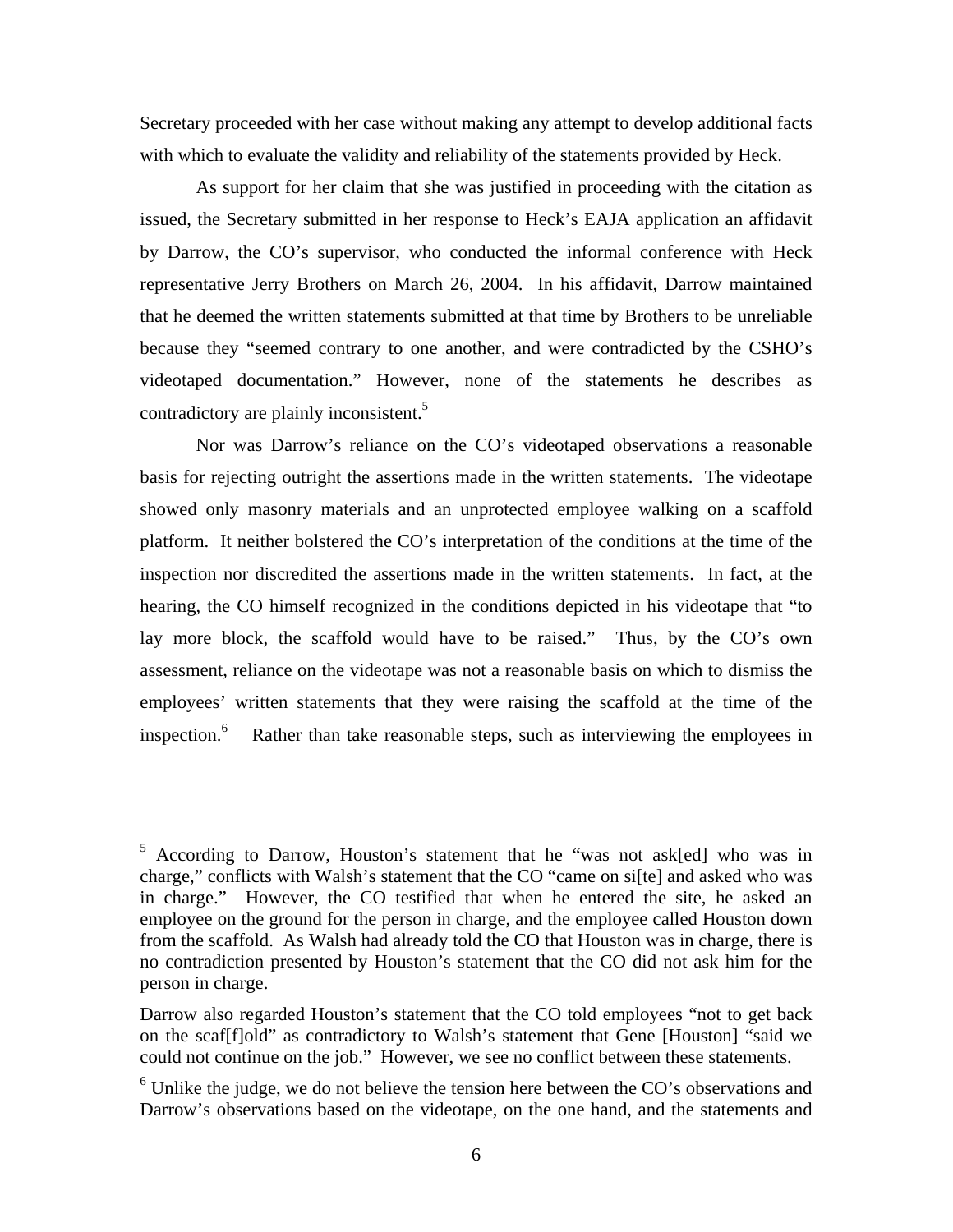Secretary proceeded with her case without making any attempt to develop additional facts with which to evaluate the validity and reliability of the statements provided by Heck.

As support for her claim that she was justified in proceeding with the citation as issued, the Secretary submitted in her response to Heck's EAJA application an affidavit by Darrow, the CO's supervisor, who conducted the informal conference with Heck representative Jerry Brothers on March 26, 2004. In his affidavit, Darrow maintained that he deemed the written statements submitted at that time by Brothers to be unreliable because they "seemed contrary to one another, and were contradicted by the CSHO's videotaped documentation." However, none of the statements he describes as contradictory are plainly inconsistent.[5]

Nor was Darrow's reliance on the CO's videotaped observations a reasonable basis for rejecting outright the assertions made in the written statements. The videotape showed only masonry materials and an unprotected employee walking on a scaffold platform. It neither bolstered the CO's interpretation of the conditions at the time of the inspection nor discredited the assertions made in the written statements. In fact, at the hearing, the CO himself recognized in the conditions depicted in his videotape that "to lay more block, the scaffold would have to be raised." Thus, by the CO's own assessment, reliance on the videotape was not a reasonable basis on which to dismiss the employees' written statements that they were raising the scaffold at the time of the inspection.[6] Rather than take reasonable steps, such as interviewing the employees in

---

[5] According to Darrow, Houston's statement that he "was not ask[ed] who was in charge," conflicts with Walsh's statement that the CO "came on si[te] and asked who was in charge." However, the CO testified that when he entered the site, he asked an employee on the ground for the person in charge, and the employee called Houston down from the scaffold. As Walsh had already told the CO that Houston was in charge, there is no contradiction presented by Houston's statement that the CO did not ask him for the person in charge.

Darrow also regarded Houston's statement that the CO told employees "not to get back on the scaf[f]old" as contradictory to Walsh's statement that Gene [Houston] "said we could not continue on the job." However, we see no conflict between these statements.

[6] Unlike the judge, we do not believe the tension here between the CO's observations and Darrow's observations based on the videotape, on the one hand, and the statements and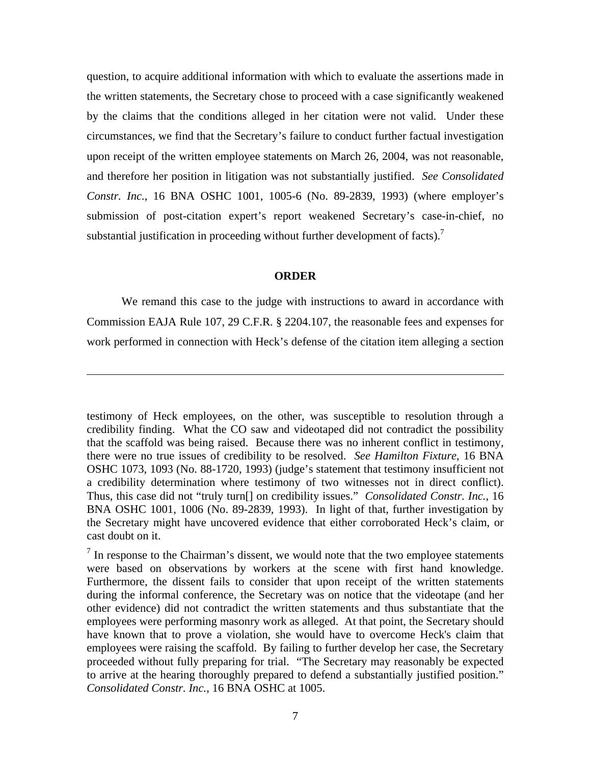question, to acquire additional information with which to evaluate the assertions made in the written statements, the Secretary chose to proceed with a case significantly weakened by the claims that the conditions alleged in her citation were not valid. Under these circumstances, we find that the Secretary's failure to conduct further factual investigation upon receipt of the written employee statements on March 26, 2004, was not reasonable, and therefore her position in litigation was not substantially justified. *See Consolidated Constr. Inc.*, 16 BNA OSHC 1001, 1005-6 (No. 89-2839, 1993) (where employer's submission of post-citation expert's report weakened Secretary's case-in-chief, no substantial justification in proceeding without further development of facts).[7]

## ORDER

We remand this case to the judge with instructions to award in accordance with Commission EAJA Rule 107, 29 C.F.R. § 2204.107, the reasonable fees and expenses for work performed in connection with Heck's defense of the citation item alleging a section

---

testimony of Heck employees, on the other, was susceptible to resolution through a credibility finding. What the CO saw and videotaped did not contradict the possibility that the scaffold was being raised. Because there was no inherent conflict in testimony, there were no true issues of credibility to be resolved. *See Hamilton Fixture*, 16 BNA OSHC 1073, 1093 (No. 88-1720, 1993) (judge's statement that testimony insufficient not a credibility determination where testimony of two witnesses not in direct conflict). Thus, this case did not "truly turn[] on credibility issues." *Consolidated Constr. Inc.*, 16 BNA OSHC 1001, 1006 (No. 89-2839, 1993). In light of that, further investigation by the Secretary might have uncovered evidence that either corroborated Heck's claim, or cast doubt on it.

[7] In response to the Chairman's dissent, we would note that the two employee statements were based on observations by workers at the scene with first hand knowledge. Furthermore, the dissent fails to consider that upon receipt of the written statements during the informal conference, the Secretary was on notice that the videotape (and her other evidence) did not contradict the written statements and thus substantiate that the employees were performing masonry work as alleged. At that point, the Secretary should have known that to prove a violation, she would have to overcome Heck's claim that employees were raising the scaffold. By failing to further develop her case, the Secretary proceeded without fully preparing for trial. "The Secretary may reasonably be expected to arrive at the hearing thoroughly prepared to defend a substantially justified position." *Consolidated Constr. Inc.*, 16 BNA OSHC at 1005.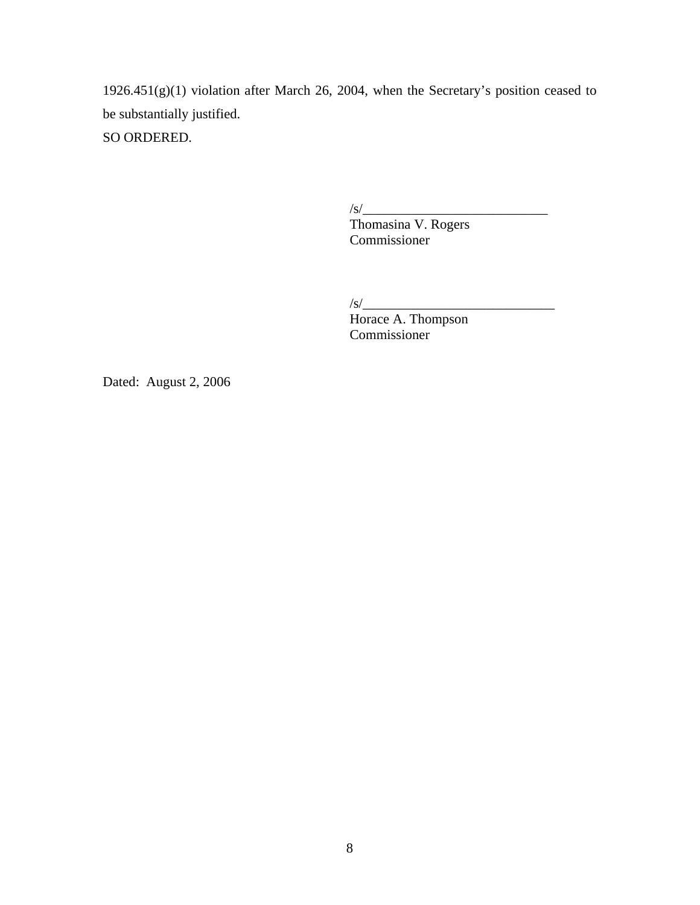1926.451(g)(1) violation after March 26, 2004, when the Secretary's position ceased to be substantially justified.

SO ORDERED.

/s/____________________________
Thomasina V. Rogers
Commissioner

/s/_____________________________
Horace A. Thompson
Commissioner

Dated: August 2, 2006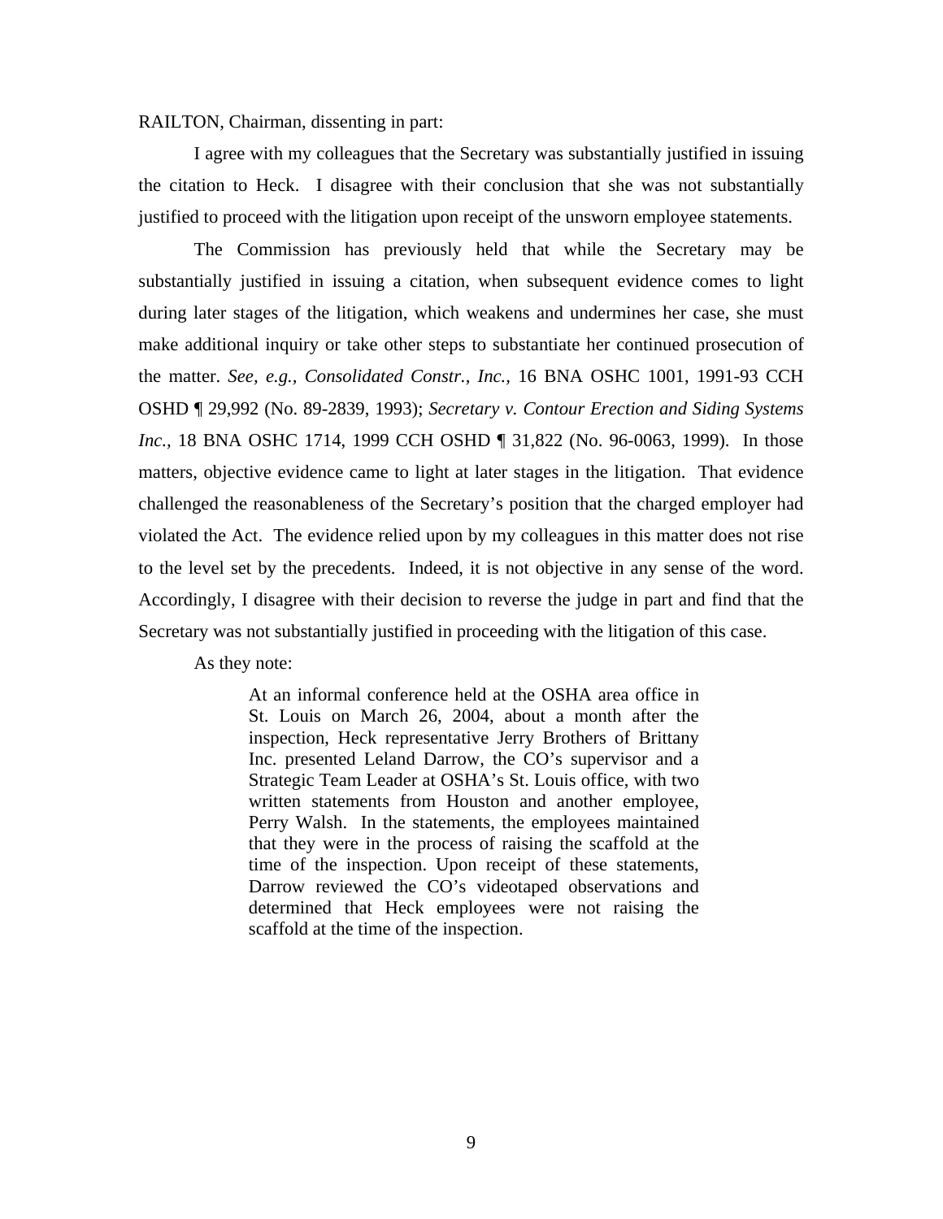RAILTON, Chairman, dissenting in part:

I agree with my colleagues that the Secretary was substantially justified in issuing the citation to Heck. I disagree with their conclusion that she was not substantially justified to proceed with the litigation upon receipt of the unsworn employee statements.

The Commission has previously held that while the Secretary may be substantially justified in issuing a citation, when subsequent evidence comes to light during later stages of the litigation, which weakens and undermines her case, she must make additional inquiry or take other steps to substantiate her continued prosecution of the matter. *See, e.g., Consolidated Constr., Inc.,* 16 BNA OSHC 1001, 1991-93 CCH OSHD ¶ 29,992 (No. 89-2839, 1993); *Secretary v. Contour Erection and Siding Systems Inc.,* 18 BNA OSHC 1714, 1999 CCH OSHD ¶ 31,822 (No. 96-0063, 1999). In those matters, objective evidence came to light at later stages in the litigation. That evidence challenged the reasonableness of the Secretary's position that the charged employer had violated the Act. The evidence relied upon by my colleagues in this matter does not rise to the level set by the precedents. Indeed, it is not objective in any sense of the word. Accordingly, I disagree with their decision to reverse the judge in part and find that the Secretary was not substantially justified in proceeding with the litigation of this case.

As they note:

> At an informal conference held at the OSHA area office in St. Louis on March 26, 2004, about a month after the inspection, Heck representative Jerry Brothers of Brittany Inc. presented Leland Darrow, the CO's supervisor and a Strategic Team Leader at OSHA's St. Louis office, with two written statements from Houston and another employee, Perry Walsh. In the statements, the employees maintained that they were in the process of raising the scaffold at the time of the inspection. Upon receipt of these statements, Darrow reviewed the CO's videotaped observations and determined that Heck employees were not raising the scaffold at the time of the inspection.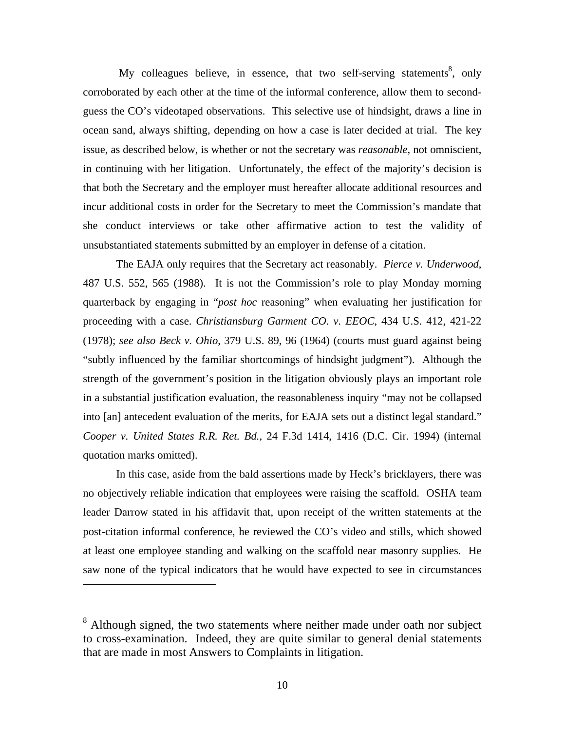My colleagues believe, in essence, that two self-serving statements[8], only corroborated by each other at the time of the informal conference, allow them to second-guess the CO's videotaped observations. This selective use of hindsight, draws a line in ocean sand, always shifting, depending on how a case is later decided at trial. The key issue, as described below, is whether or not the secretary was *reasonable*, not omniscient, in continuing with her litigation. Unfortunately, the effect of the majority's decision is that both the Secretary and the employer must hereafter allocate additional resources and incur additional costs in order for the Secretary to meet the Commission's mandate that she conduct interviews or take other affirmative action to test the validity of unsubstantiated statements submitted by an employer in defense of a citation.

The EAJA only requires that the Secretary act reasonably. *Pierce v. Underwood*, 487 U.S. 552, 565 (1988). It is not the Commission's role to play Monday morning quarterback by engaging in "*post hoc* reasoning" when evaluating her justification for proceeding with a case. *Christiansburg Garment CO. v. EEOC*, 434 U.S. 412, 421-22 (1978); *see also Beck v. Ohio*, 379 U.S. 89, 96 (1964) (courts must guard against being "subtly influenced by the familiar shortcomings of hindsight judgment"). Although the strength of the government's position in the litigation obviously plays an important role in a substantial justification evaluation, the reasonableness inquiry "may not be collapsed into [an] antecedent evaluation of the merits, for EAJA sets out a distinct legal standard." *Cooper v. United States R.R. Ret. Bd.*, 24 F.3d 1414, 1416 (D.C. Cir. 1994) (internal quotation marks omitted).

In this case, aside from the bald assertions made by Heck's bricklayers, there was no objectively reliable indication that employees were raising the scaffold. OSHA team leader Darrow stated in his affidavit that, upon receipt of the written statements at the post-citation informal conference, he reviewed the CO's video and stills, which showed at least one employee standing and walking on the scaffold near masonry supplies. He saw none of the typical indicators that he would have expected to see in circumstances

---

[8] Although signed, the two statements where neither made under oath nor subject to cross-examination. Indeed, they are quite similar to general denial statements that are made in most Answers to Complaints in litigation.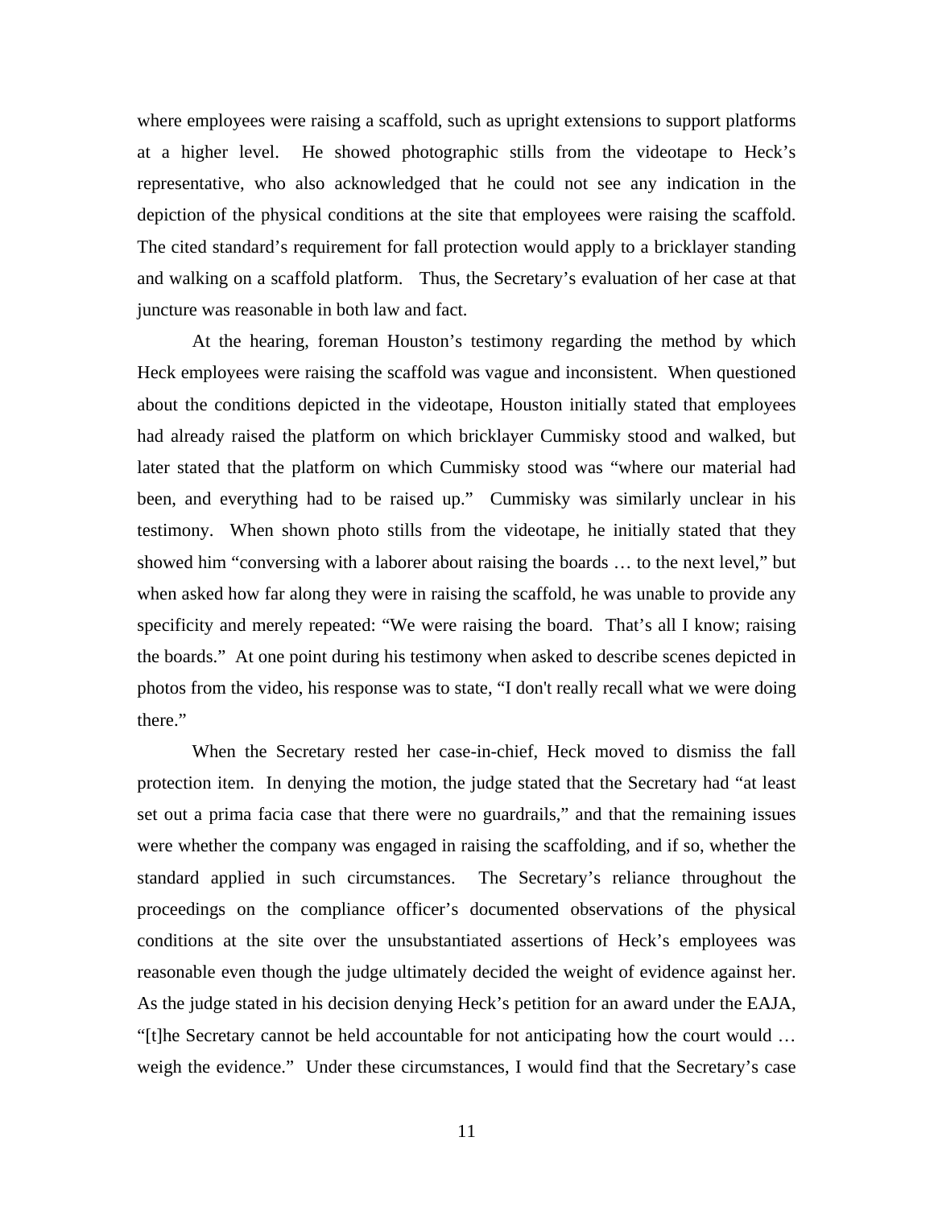where employees were raising a scaffold, such as upright extensions to support platforms at a higher level. He showed photographic stills from the videotape to Heck's representative, who also acknowledged that he could not see any indication in the depiction of the physical conditions at the site that employees were raising the scaffold. The cited standard's requirement for fall protection would apply to a bricklayer standing and walking on a scaffold platform. Thus, the Secretary's evaluation of her case at that juncture was reasonable in both law and fact.

At the hearing, foreman Houston's testimony regarding the method by which Heck employees were raising the scaffold was vague and inconsistent. When questioned about the conditions depicted in the videotape, Houston initially stated that employees had already raised the platform on which bricklayer Cummisky stood and walked, but later stated that the platform on which Cummisky stood was "where our material had been, and everything had to be raised up." Cummisky was similarly unclear in his testimony. When shown photo stills from the videotape, he initially stated that they showed him "conversing with a laborer about raising the boards … to the next level," but when asked how far along they were in raising the scaffold, he was unable to provide any specificity and merely repeated: "We were raising the board. That's all I know; raising the boards." At one point during his testimony when asked to describe scenes depicted in photos from the video, his response was to state, "I don't really recall what we were doing there."

When the Secretary rested her case-in-chief, Heck moved to dismiss the fall protection item. In denying the motion, the judge stated that the Secretary had "at least set out a prima facia case that there were no guardrails," and that the remaining issues were whether the company was engaged in raising the scaffolding, and if so, whether the standard applied in such circumstances. The Secretary's reliance throughout the proceedings on the compliance officer's documented observations of the physical conditions at the site over the unsubstantiated assertions of Heck's employees was reasonable even though the judge ultimately decided the weight of evidence against her. As the judge stated in his decision denying Heck's petition for an award under the EAJA, "[t]he Secretary cannot be held accountable for not anticipating how the court would … weigh the evidence." Under these circumstances, I would find that the Secretary's case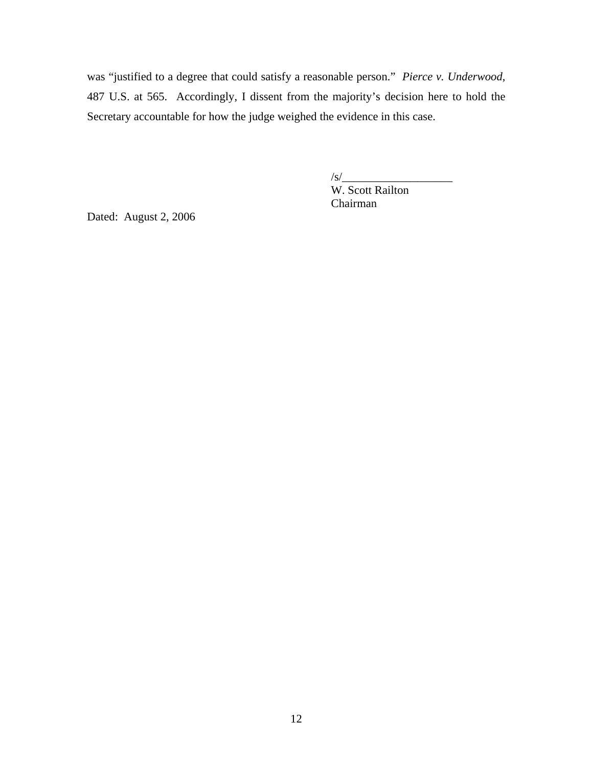was "justified to a degree that could satisfy a reasonable person." *Pierce v. Underwood*, 487 U.S. at 565. Accordingly, I dissent from the majority's decision here to hold the Secretary accountable for how the judge weighed the evidence in this case.

/s/___________________
W. Scott Railton
Chairman

Dated: August 2, 2006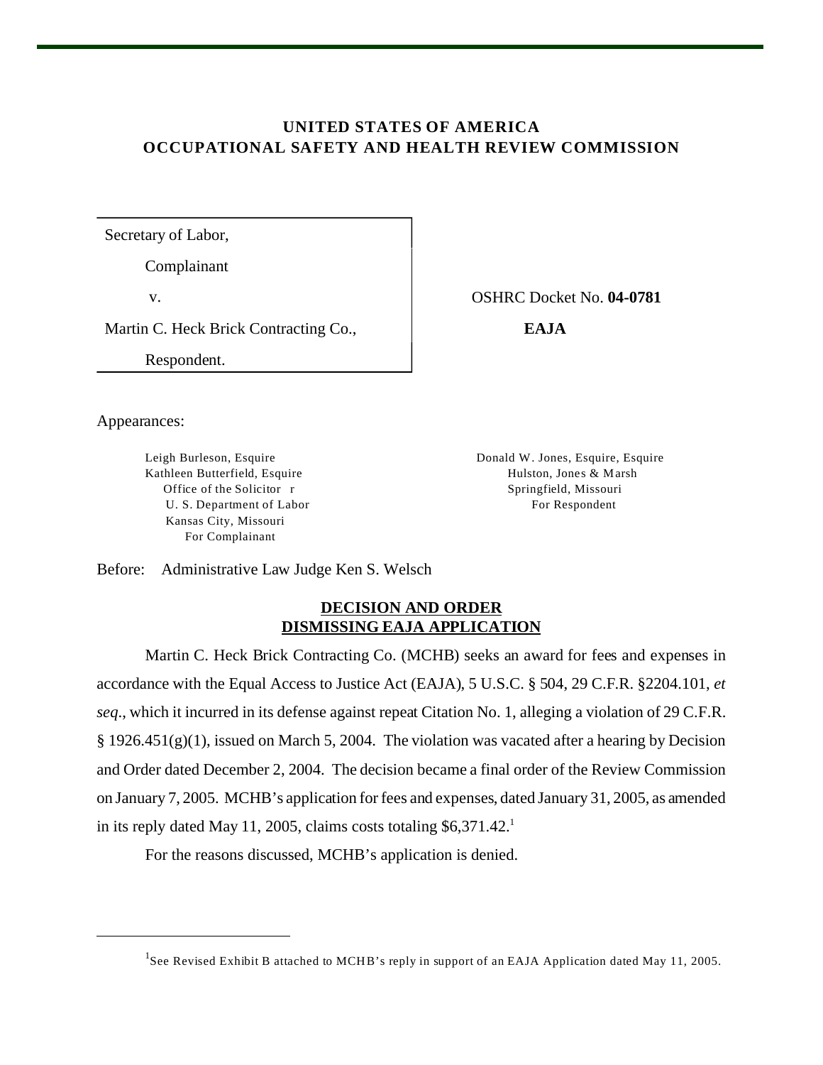**UNITED STATES OF AMERICA**
**OCCUPATIONAL SAFETY AND HEALTH REVIEW COMMISSION**

| | |
|---|---|
| Secretary of Labor, | |
| Complainant | |
| v. | OSHRC Docket No. **04-0781** |
| Martin C. Heck Brick Contracting Co., | **EAJA** |
| Respondent. | |

Appearances:

Leigh Burleson, Esquire
Kathleen Butterfield, Esquire
Office of the Solicitor r
U. S. Department of Labor
Kansas City, Missouri
For Complainant

Donald W. Jones, Esquire, Esquire
Hulston, Jones & Marsh
Springfield, Missouri
For Respondent

Before: Administrative Law Judge Ken S. Welsch

**DECISION AND ORDER**
**DISMISSING EAJA APPLICATION**

Martin C. Heck Brick Contracting Co. (MCHB) seeks an award for fees and expenses in accordance with the Equal Access to Justice Act (EAJA), 5 U.S.C. § 504, 29 C.F.R. §2204.101, *et seq*., which it incurred in its defense against repeat Citation No. 1, alleging a violation of 29 C.F.R. § 1926.451(g)(1), issued on March 5, 2004. The violation was vacated after a hearing by Decision and Order dated December 2, 2004. The decision became a final order of the Review Commission on January 7, 2005. MCHB's application for fees and expenses, dated January 31, 2005, as amended in its reply dated May 11, 2005, claims costs totaling $6,371.42.[1]

For the reasons discussed, MCHB's application is denied.

---

[1] See Revised Exhibit B attached to MCHB's reply in support of an EAJA Application dated May 11, 2005.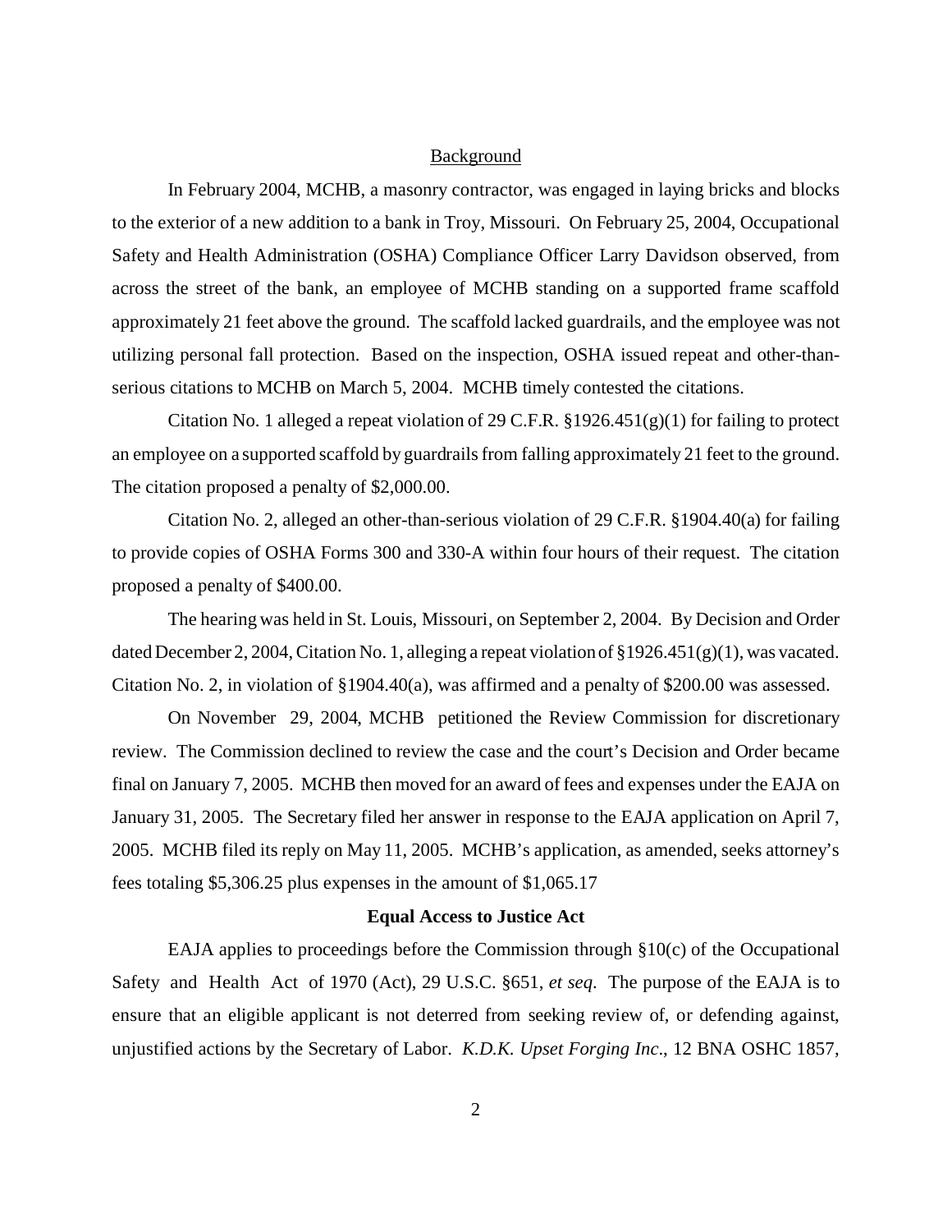## Background

In February 2004, MCHB, a masonry contractor, was engaged in laying bricks and blocks to the exterior of a new addition to a bank in Troy, Missouri. On February 25, 2004, Occupational Safety and Health Administration (OSHA) Compliance Officer Larry Davidson observed, from across the street of the bank, an employee of MCHB standing on a supported frame scaffold approximately 21 feet above the ground. The scaffold lacked guardrails, and the employee was not utilizing personal fall protection. Based on the inspection, OSHA issued repeat and other-than-serious citations to MCHB on March 5, 2004. MCHB timely contested the citations.

Citation No. 1 alleged a repeat violation of 29 C.F.R. §1926.451(g)(1) for failing to protect an employee on a supported scaffold by guardrails from falling approximately 21 feet to the ground. The citation proposed a penalty of $2,000.00.

Citation No. 2, alleged an other-than-serious violation of 29 C.F.R. §1904.40(a) for failing to provide copies of OSHA Forms 300 and 330-A within four hours of their request. The citation proposed a penalty of $400.00.

The hearing was held in St. Louis, Missouri, on September 2, 2004. By Decision and Order dated December 2, 2004, Citation No. 1, alleging a repeat violation of §1926.451(g)(1), was vacated. Citation No. 2, in violation of §1904.40(a), was affirmed and a penalty of $200.00 was assessed.

On November 29, 2004, MCHB petitioned the Review Commission for discretionary review. The Commission declined to review the case and the court's Decision and Order became final on January 7, 2005. MCHB then moved for an award of fees and expenses under the EAJA on January 31, 2005. The Secretary filed her answer in response to the EAJA application on April 7, 2005. MCHB filed its reply on May 11, 2005. MCHB's application, as amended, seeks attorney's fees totaling $5,306.25 plus expenses in the amount of $1,065.17

## Equal Access to Justice Act

EAJA applies to proceedings before the Commission through §10(c) of the Occupational Safety and Health Act of 1970 (Act), 29 U.S.C. §651, *et seq*. The purpose of the EAJA is to ensure that an eligible applicant is not deterred from seeking review of, or defending against, unjustified actions by the Secretary of Labor. *K.D.K. Upset Forging Inc*., 12 BNA OSHC 1857,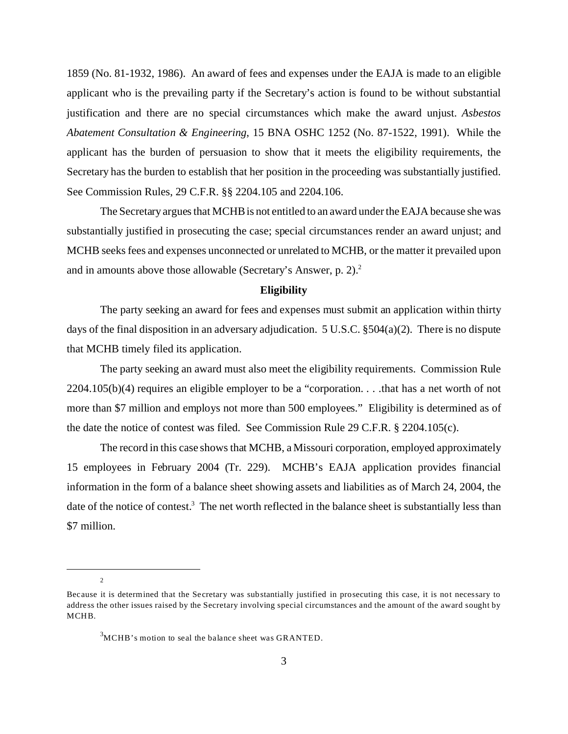1859 (No. 81-1932, 1986). An award of fees and expenses under the EAJA is made to an eligible applicant who is the prevailing party if the Secretary's action is found to be without substantial justification and there are no special circumstances which make the award unjust. *Asbestos Abatement Consultation & Engineering*, 15 BNA OSHC 1252 (No. 87-1522, 1991). While the applicant has the burden of persuasion to show that it meets the eligibility requirements, the Secretary has the burden to establish that her position in the proceeding was substantially justified. See Commission Rules, 29 C.F.R. §§ 2204.105 and 2204.106.

The Secretary argues that MCHB is not entitled to an award under the EAJA because she was substantially justified in prosecuting the case; special circumstances render an award unjust; and MCHB seeks fees and expenses unconnected or unrelated to MCHB, or the matter it prevailed upon and in amounts above those allowable (Secretary's Answer, p. 2).[2]

**Eligibility**

The party seeking an award for fees and expenses must submit an application within thirty days of the final disposition in an adversary adjudication. 5 U.S.C. §504(a)(2). There is no dispute that MCHB timely filed its application.

The party seeking an award must also meet the eligibility requirements. Commission Rule 2204.105(b)(4) requires an eligible employer to be a "corporation. . . .that has a net worth of not more than $7 million and employs not more than 500 employees." Eligibility is determined as of the date the notice of contest was filed. See Commission Rule 29 C.F.R. § 2204.105(c).

The record in this case shows that MCHB, a Missouri corporation, employed approximately 15 employees in February 2004 (Tr. 229). MCHB's EAJA application provides financial information in the form of a balance sheet showing assets and liabilities as of March 24, 2004, the date of the notice of contest.[3] The net worth reflected in the balance sheet is substantially less than $7 million.

---

[2] Because it is determined that the Secretary was substantially justified in prosecuting this case, it is not necessary to address the other issues raised by the Secretary involving special circumstances and the amount of the award sought by MCHB.

[3] MCHB's motion to seal the balance sheet was GRANTED.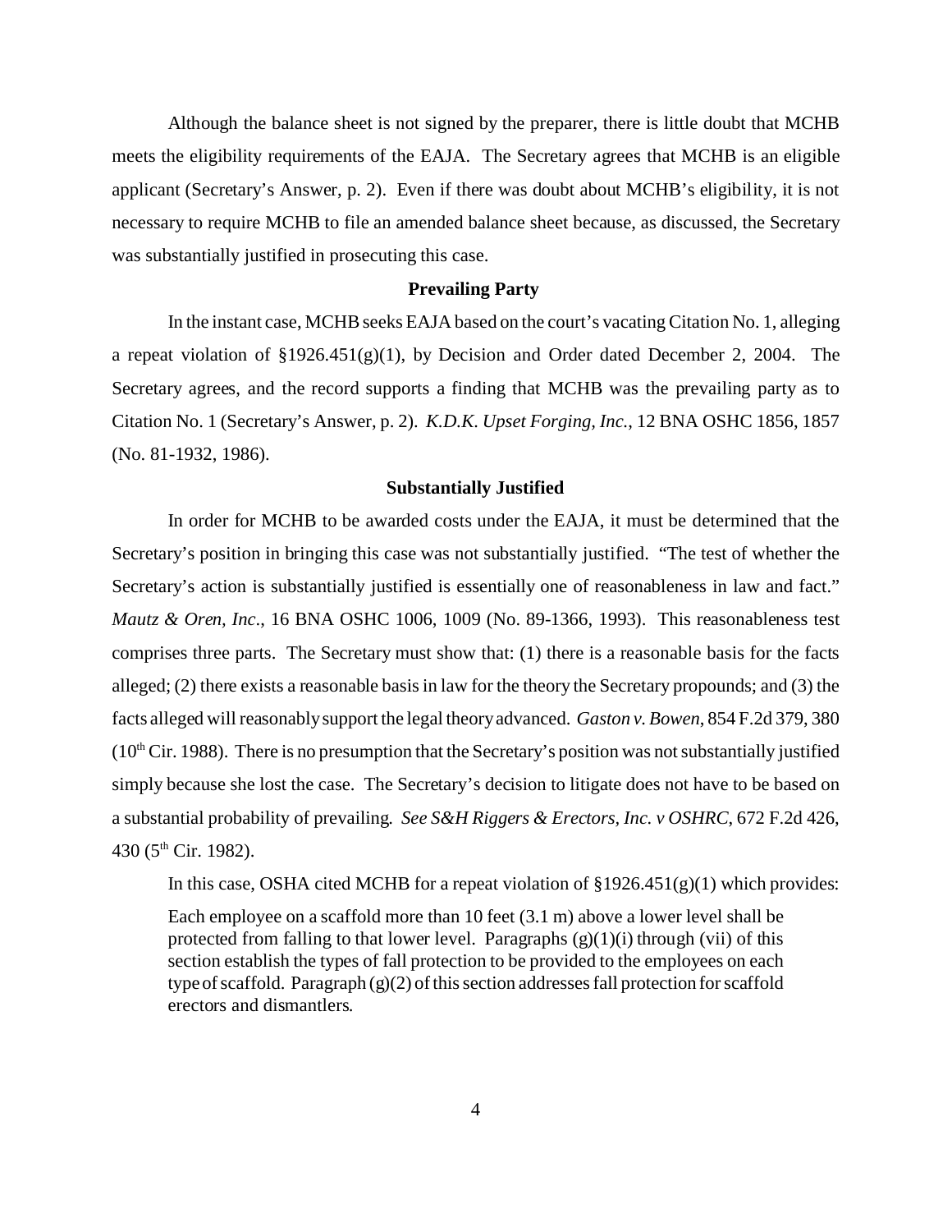Although the balance sheet is not signed by the preparer, there is little doubt that MCHB meets the eligibility requirements of the EAJA. The Secretary agrees that MCHB is an eligible applicant (Secretary's Answer, p. 2). Even if there was doubt about MCHB's eligibility, it is not necessary to require MCHB to file an amended balance sheet because, as discussed, the Secretary was substantially justified in prosecuting this case.

**Prevailing Party**

In the instant case, MCHB seeks EAJA based on the court's vacating Citation No. 1, alleging a repeat violation of §1926.451(g)(1), by Decision and Order dated December 2, 2004. The Secretary agrees, and the record supports a finding that MCHB was the prevailing party as to Citation No. 1 (Secretary's Answer, p. 2). *K.D.K. Upset Forging, Inc.*, 12 BNA OSHC 1856, 1857 (No. 81-1932, 1986).

**Substantially Justified**

In order for MCHB to be awarded costs under the EAJA, it must be determined that the Secretary's position in bringing this case was not substantially justified. "The test of whether the Secretary's action is substantially justified is essentially one of reasonableness in law and fact." *Mautz & Oren, Inc.*, 16 BNA OSHC 1006, 1009 (No. 89-1366, 1993). This reasonableness test comprises three parts. The Secretary must show that: (1) there is a reasonable basis for the facts alleged; (2) there exists a reasonable basis in law for the theory the Secretary propounds; and (3) the facts alleged will reasonably support the legal theory advanced. *Gaston v. Bowen*, 854 F.2d 379, 380 (10th Cir. 1988). There is no presumption that the Secretary's position was not substantially justified simply because she lost the case. The Secretary's decision to litigate does not have to be based on a substantial probability of prevailing. *See S&H Riggers & Erectors, Inc. v OSHRC*, 672 F.2d 426, 430 (5th Cir. 1982).

In this case, OSHA cited MCHB for a repeat violation of §1926.451(g)(1) which provides:

> Each employee on a scaffold more than 10 feet (3.1 m) above a lower level shall be protected from falling to that lower level. Paragraphs (g)(1)(i) through (vii) of this section establish the types of fall protection to be provided to the employees on each type of scaffold. Paragraph (g)(2) of this section addresses fall protection for scaffold erectors and dismantlers.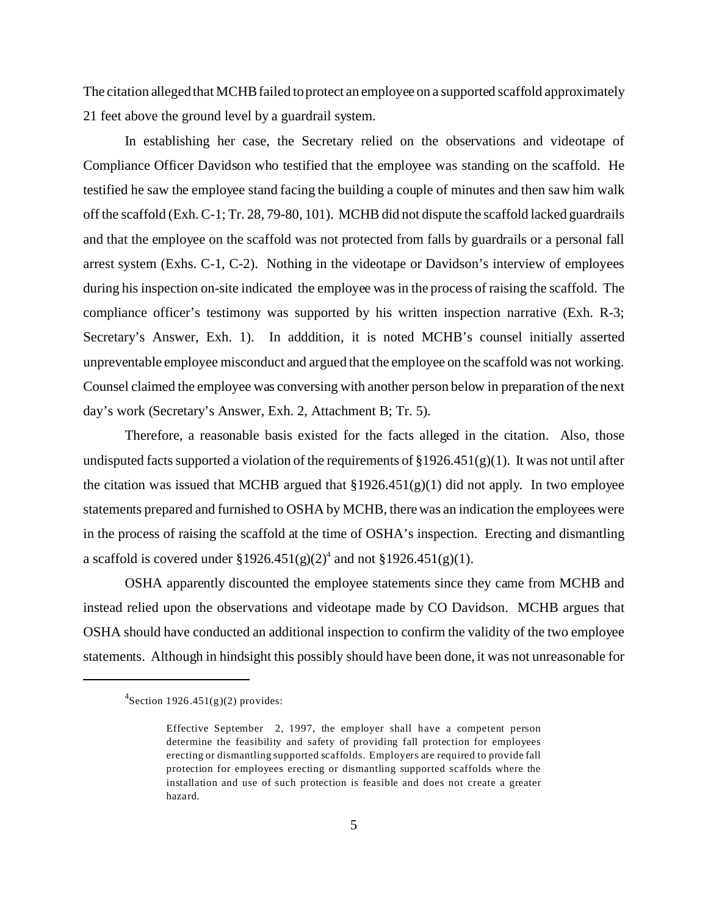The citation alleged that MCHB failed to protect an employee on a supported scaffold approximately 21 feet above the ground level by a guardrail system.

In establishing her case, the Secretary relied on the observations and videotape of Compliance Officer Davidson who testified that the employee was standing on the scaffold. He testified he saw the employee stand facing the building a couple of minutes and then saw him walk off the scaffold (Exh. C-1; Tr. 28, 79-80, 101). MCHB did not dispute the scaffold lacked guardrails and that the employee on the scaffold was not protected from falls by guardrails or a personal fall arrest system (Exhs. C-1, C-2). Nothing in the videotape or Davidson's interview of employees during his inspection on-site indicated the employee was in the process of raising the scaffold. The compliance officer's testimony was supported by his written inspection narrative (Exh. R-3; Secretary's Answer, Exh. 1). In adddition, it is noted MCHB's counsel initially asserted unpreventable employee misconduct and argued that the employee on the scaffold was not working. Counsel claimed the employee was conversing with another person below in preparation of the next day's work (Secretary's Answer, Exh. 2, Attachment B; Tr. 5).

Therefore, a reasonable basis existed for the facts alleged in the citation. Also, those undisputed facts supported a violation of the requirements of §1926.451(g)(1). It was not until after the citation was issued that MCHB argued that §1926.451(g)(1) did not apply. In two employee statements prepared and furnished to OSHA by MCHB, there was an indication the employees were in the process of raising the scaffold at the time of OSHA's inspection. Erecting and dismantling a scaffold is covered under §1926.451(g)(2)[4] and not §1926.451(g)(1).

OSHA apparently discounted the employee statements since they came from MCHB and instead relied upon the observations and videotape made by CO Davidson. MCHB argues that OSHA should have conducted an additional inspection to confirm the validity of the two employee statements. Although in hindsight this possibly should have been done, it was not unreasonable for

---

[4]Section 1926.451(g)(2) provides:

> Effective September 2, 1997, the employer shall have a competent person determine the feasibility and safety of providing fall protection for employees erecting or dismantling supported scaffolds. Employers are required to provide fall protection for employees erecting or dismantling supported scaffolds where the installation and use of such protection is feasible and does not create a greater hazard.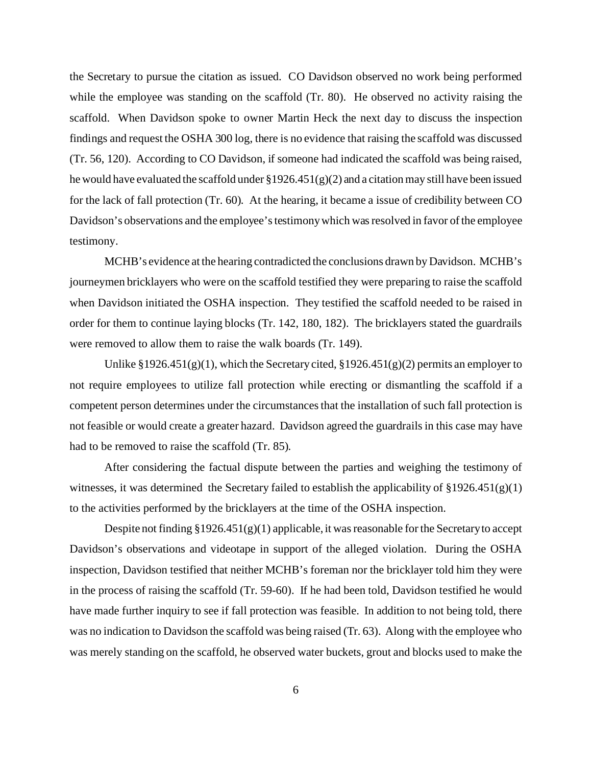the Secretary to pursue the citation as issued. CO Davidson observed no work being performed while the employee was standing on the scaffold (Tr. 80). He observed no activity raising the scaffold. When Davidson spoke to owner Martin Heck the next day to discuss the inspection findings and request the OSHA 300 log, there is no evidence that raising the scaffold was discussed (Tr. 56, 120). According to CO Davidson, if someone had indicated the scaffold was being raised, he would have evaluated the scaffold under §1926.451(g)(2) and a citation may still have been issued for the lack of fall protection (Tr. 60). At the hearing, it became a issue of credibility between CO Davidson's observations and the employee's testimony which was resolved in favor of the employee testimony.

MCHB's evidence at the hearing contradicted the conclusions drawn by Davidson. MCHB's journeymen bricklayers who were on the scaffold testified they were preparing to raise the scaffold when Davidson initiated the OSHA inspection. They testified the scaffold needed to be raised in order for them to continue laying blocks (Tr. 142, 180, 182). The bricklayers stated the guardrails were removed to allow them to raise the walk boards (Tr. 149).

Unlike §1926.451(g)(1), which the Secretary cited, §1926.451(g)(2) permits an employer to not require employees to utilize fall protection while erecting or dismantling the scaffold if a competent person determines under the circumstances that the installation of such fall protection is not feasible or would create a greater hazard. Davidson agreed the guardrails in this case may have had to be removed to raise the scaffold (Tr. 85).

After considering the factual dispute between the parties and weighing the testimony of witnesses, it was determined the Secretary failed to establish the applicability of §1926.451(g)(1) to the activities performed by the bricklayers at the time of the OSHA inspection.

Despite not finding §1926.451(g)(1) applicable, it was reasonable for the Secretary to accept Davidson's observations and videotape in support of the alleged violation. During the OSHA inspection, Davidson testified that neither MCHB's foreman nor the bricklayer told him they were in the process of raising the scaffold (Tr. 59-60). If he had been told, Davidson testified he would have made further inquiry to see if fall protection was feasible. In addition to not being told, there was no indication to Davidson the scaffold was being raised (Tr. 63). Along with the employee who was merely standing on the scaffold, he observed water buckets, grout and blocks used to make the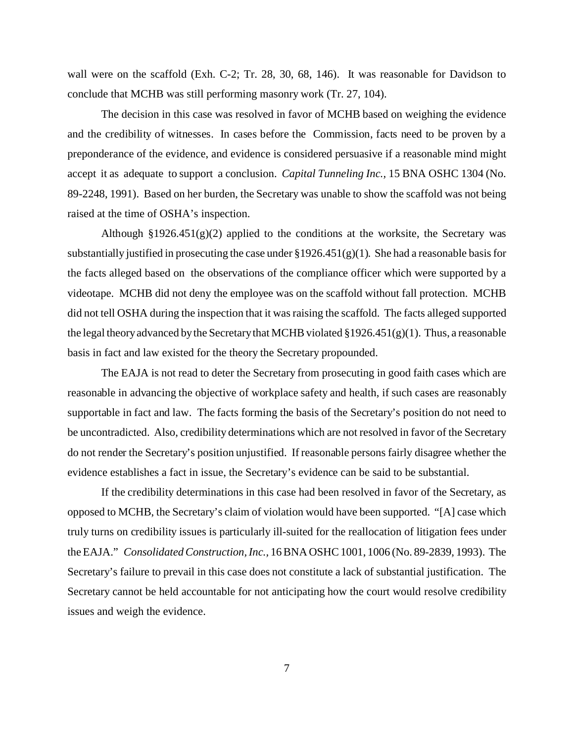wall were on the scaffold (Exh. C-2; Tr. 28, 30, 68, 146). It was reasonable for Davidson to conclude that MCHB was still performing masonry work (Tr. 27, 104).

The decision in this case was resolved in favor of MCHB based on weighing the evidence and the credibility of witnesses. In cases before the Commission, facts need to be proven by a preponderance of the evidence, and evidence is considered persuasive if a reasonable mind might accept it as adequate to support a conclusion. *Capital Tunneling Inc.*, 15 BNA OSHC 1304 (No. 89-2248, 1991). Based on her burden, the Secretary was unable to show the scaffold was not being raised at the time of OSHA's inspection.

Although §1926.451(g)(2) applied to the conditions at the worksite, the Secretary was substantially justified in prosecuting the case under §1926.451(g)(1). She had a reasonable basis for the facts alleged based on the observations of the compliance officer which were supported by a videotape. MCHB did not deny the employee was on the scaffold without fall protection. MCHB did not tell OSHA during the inspection that it was raising the scaffold. The facts alleged supported the legal theory advanced by the Secretary that MCHB violated §1926.451(g)(1). Thus, a reasonable basis in fact and law existed for the theory the Secretary propounded.

The EAJA is not read to deter the Secretary from prosecuting in good faith cases which are reasonable in advancing the objective of workplace safety and health, if such cases are reasonably supportable in fact and law. The facts forming the basis of the Secretary's position do not need to be uncontradicted. Also, credibility determinations which are not resolved in favor of the Secretary do not render the Secretary's position unjustified. If reasonable persons fairly disagree whether the evidence establishes a fact in issue, the Secretary's evidence can be said to be substantial.

If the credibility determinations in this case had been resolved in favor of the Secretary, as opposed to MCHB, the Secretary's claim of violation would have been supported. "[A] case which truly turns on credibility issues is particularly ill-suited for the reallocation of litigation fees under the EAJA." *Consolidated Construction, Inc.*, 16 BNA OSHC 1001, 1006 (No. 89-2839, 1993). The Secretary's failure to prevail in this case does not constitute a lack of substantial justification. The Secretary cannot be held accountable for not anticipating how the court would resolve credibility issues and weigh the evidence.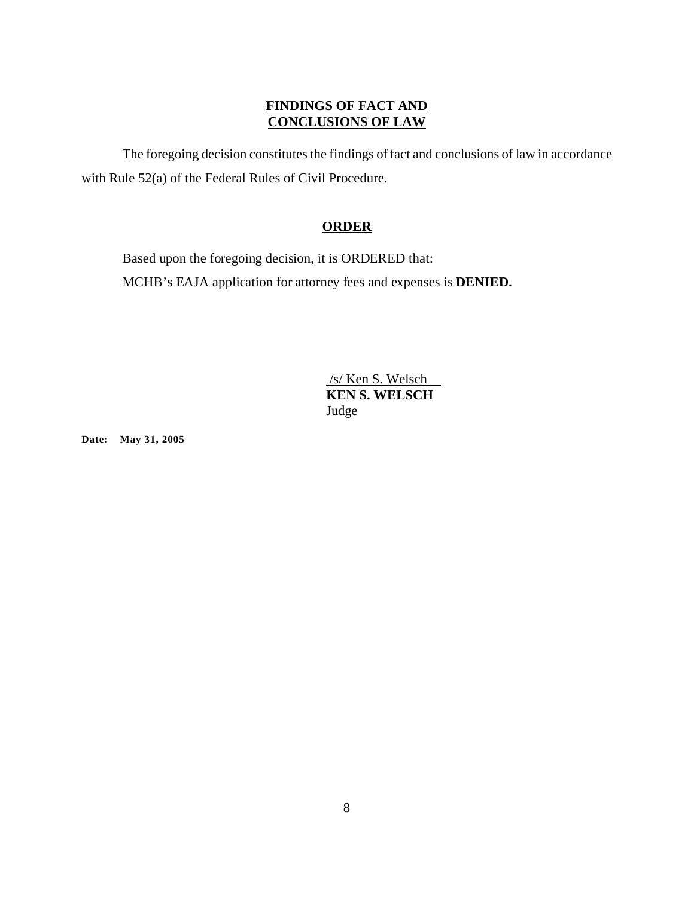## FINDINGS OF FACT AND CONCLUSIONS OF LAW

The foregoing decision constitutes the findings of fact and conclusions of law in accordance with Rule 52(a) of the Federal Rules of Civil Procedure.

## ORDER

Based upon the foregoing decision, it is ORDERED that:

MCHB's EAJA application for attorney fees and expenses is **DENIED.**

/s/ Ken S. Welsch
**KEN S. WELSCH**
Judge

**Date: May 31, 2005**